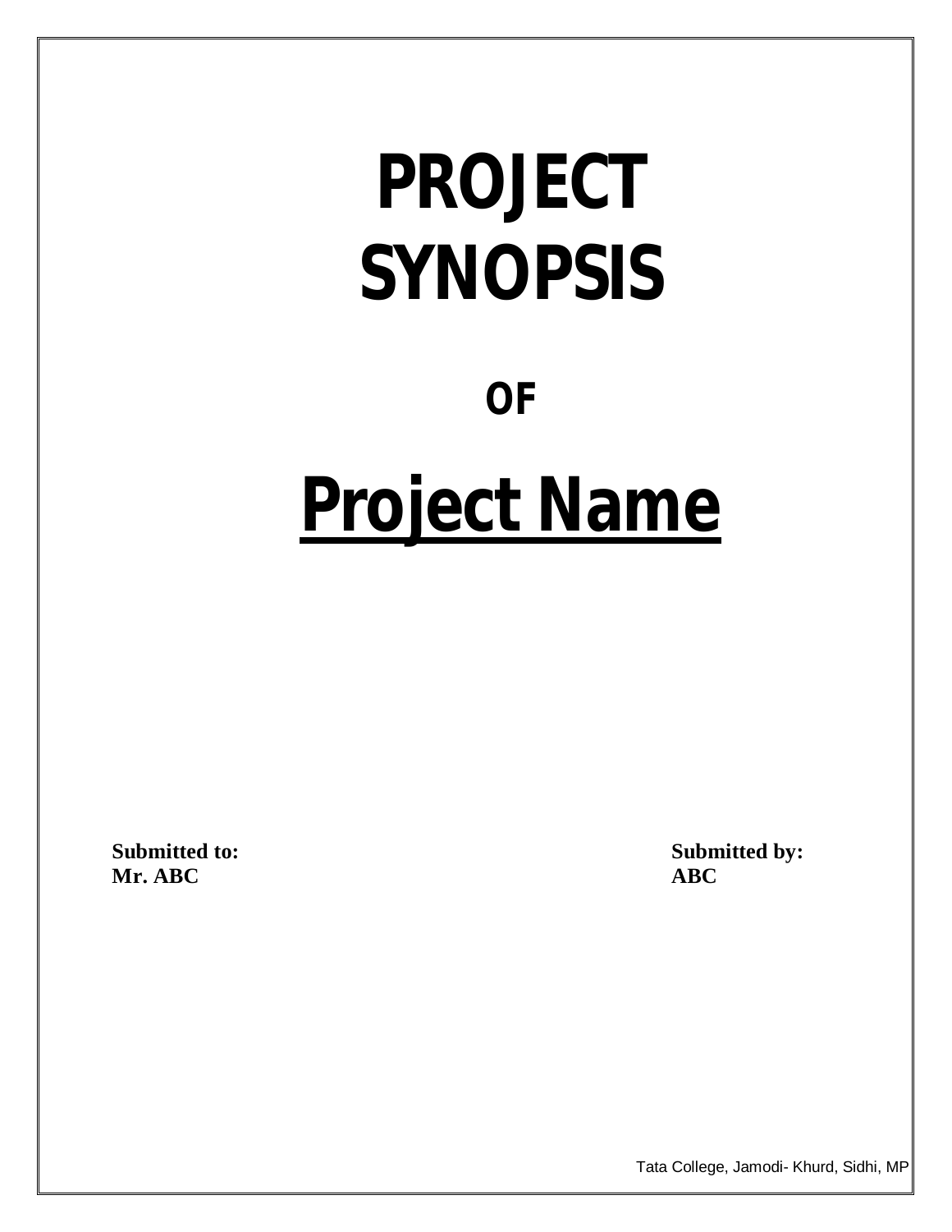# PROJECT SYNOPSIS

## OF

# Project Name

**Submitted to:**
**Mr. ABC**

**Submitted by:**
**ABC**

Tata College, Jamodi- Khurd, Sidhi, MP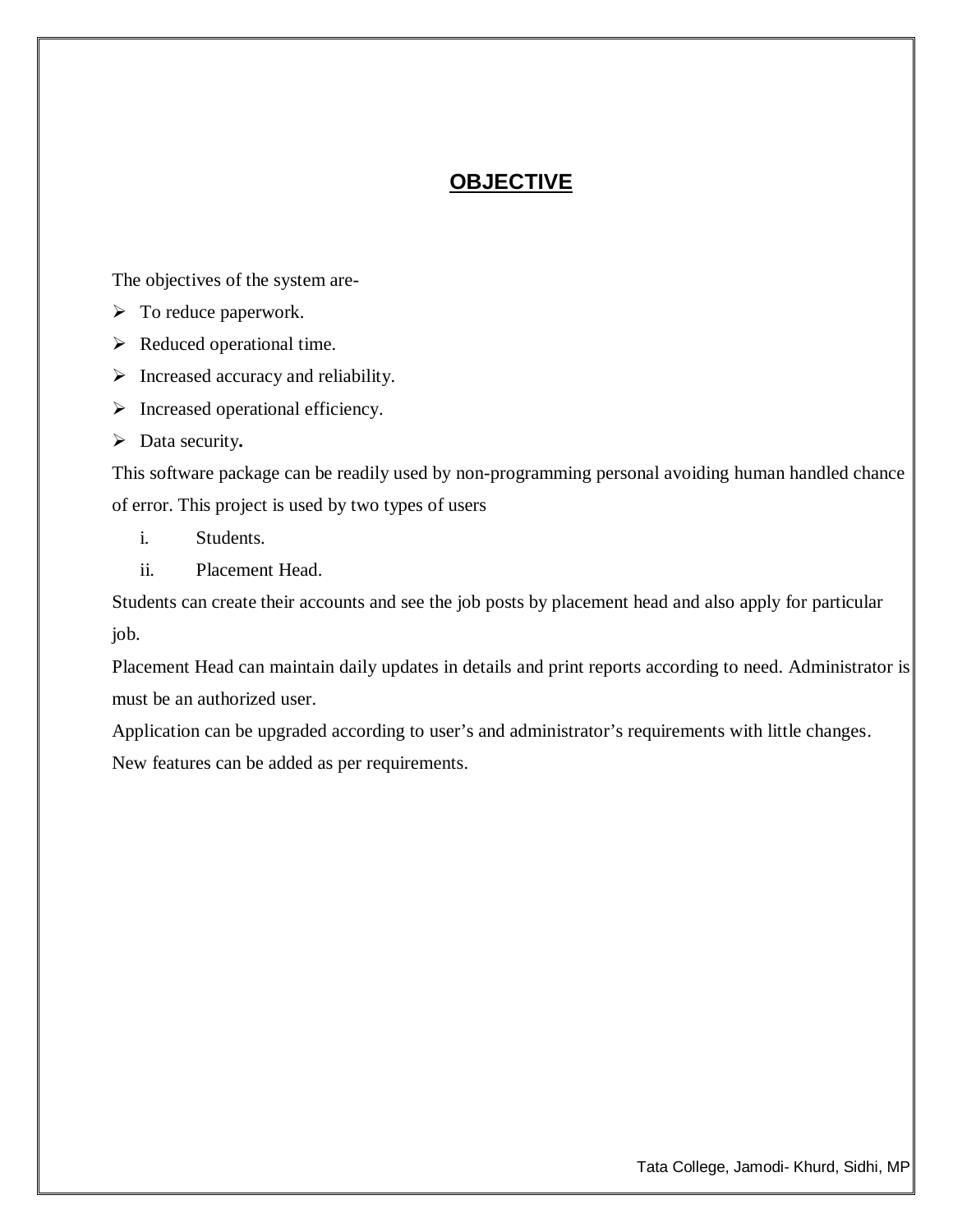# OBJECTIVE

The objectives of the system are-

- To reduce paperwork.
- Reduced operational time.
- Increased accuracy and reliability.
- Increased operational efficiency.
- Data security**.**

This software package can be readily used by non-programming personal avoiding human handled chance of error. This project is used by two types of users

i. Students.

ii. Placement Head.

Students can create their accounts and see the job posts by placement head and also apply for particular job.

Placement Head can maintain daily updates in details and print reports according to need. Administrator is must be an authorized user.

Application can be upgraded according to user's and administrator's requirements with little changes. New features can be added as per requirements.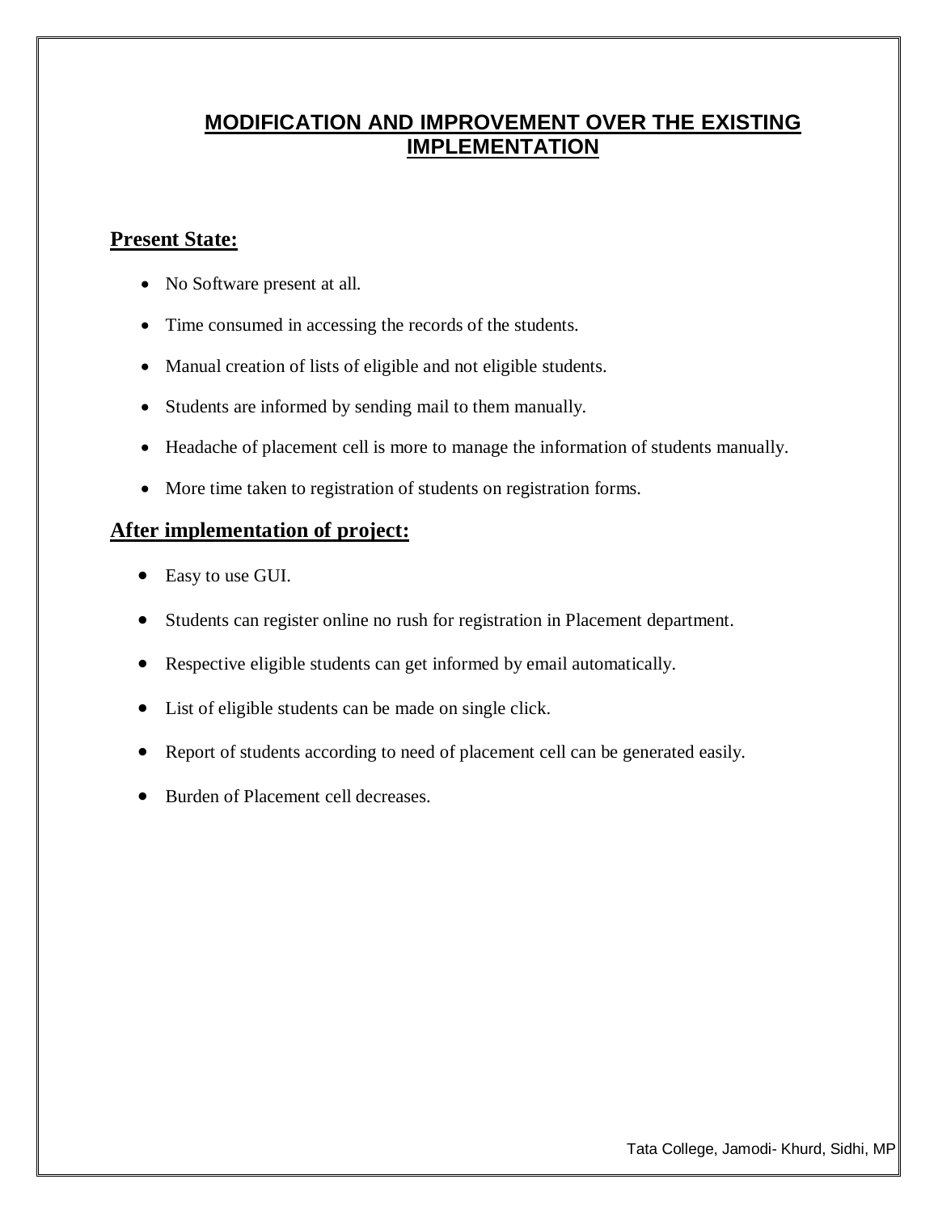# MODIFICATION AND IMPROVEMENT OVER THE EXISTING IMPLEMENTATION

## Present State:

- No Software present at all.
- Time consumed in accessing the records of the students.
- Manual creation of lists of eligible and not eligible students.
- Students are informed by sending mail to them manually.
- Headache of placement cell is more to manage the information of students manually.
- More time taken to registration of students on registration forms.

## After implementation of project:

- Easy to use GUI.
- Students can register online no rush for registration in Placement department.
- Respective eligible students can get informed by email automatically.
- List of eligible students can be made on single click.
- Report of students according to need of placement cell can be generated easily.
- Burden of Placement cell decreases.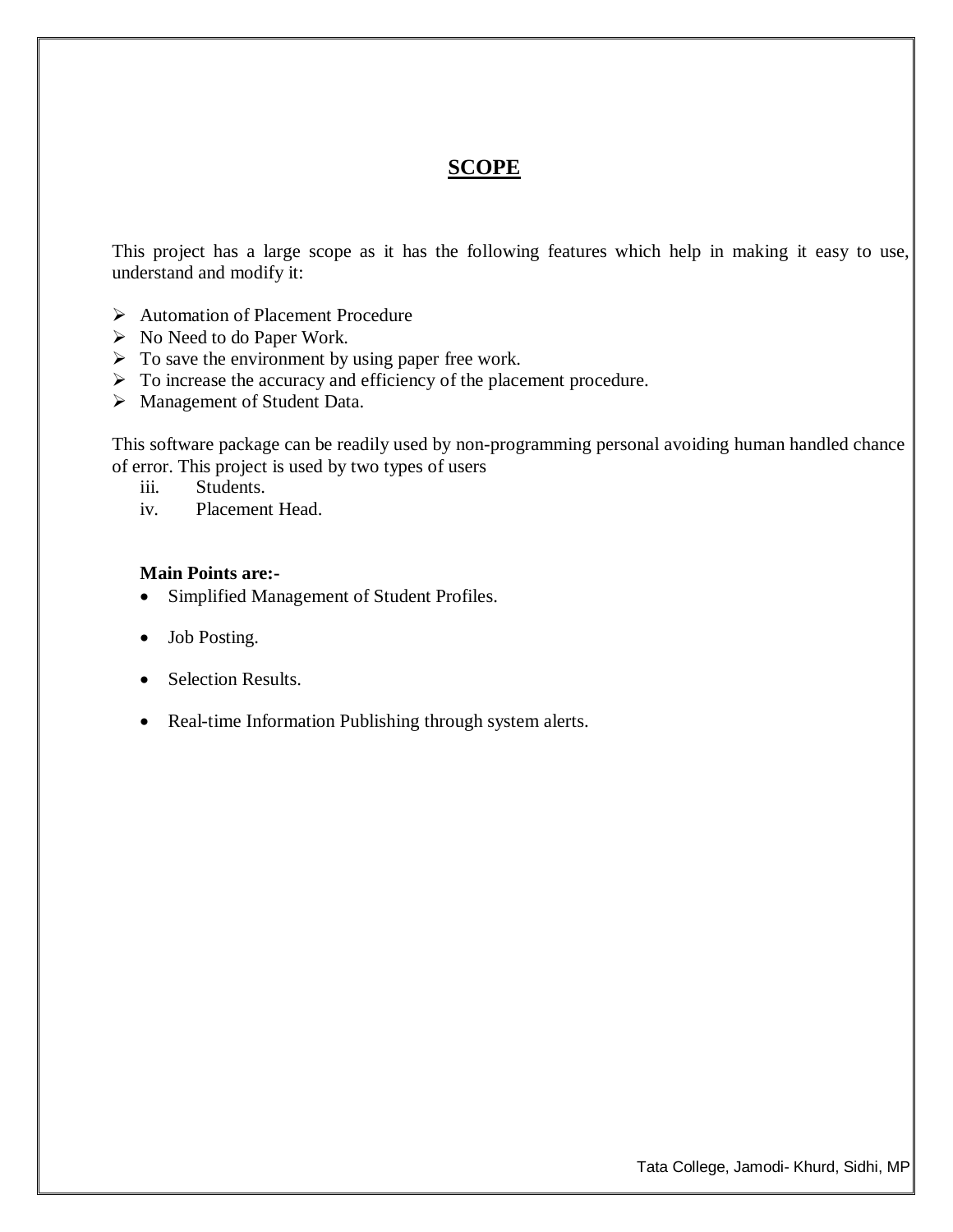## SCOPE

This project has a large scope as it has the following features which help in making it easy to use, understand and modify it:

- Automation of Placement Procedure
- No Need to do Paper Work.
- To save the environment by using paper free work.
- To increase the accuracy and efficiency of the placement procedure.
- Management of Student Data.

This software package can be readily used by non-programming personal avoiding human handled chance of error. This project is used by two types of users

iii. Students.

iv. Placement Head.

**Main Points are:-**

- Simplified Management of Student Profiles.
- Job Posting.
- Selection Results.
- Real-time Information Publishing through system alerts.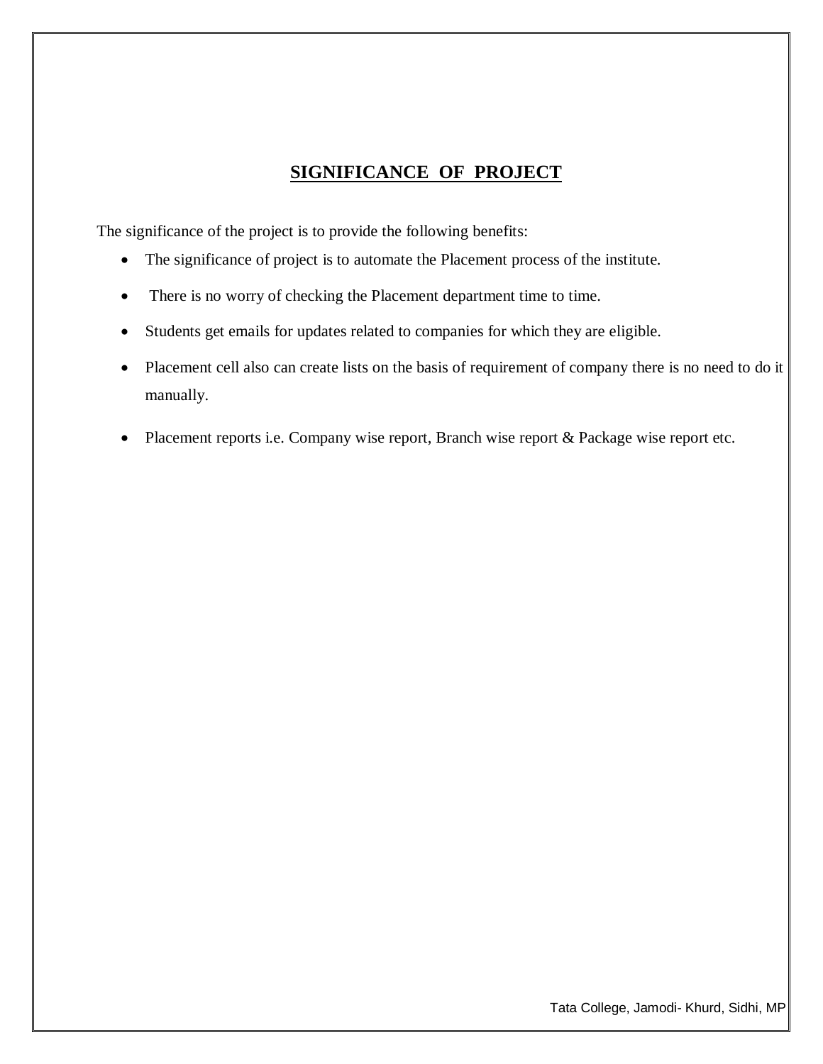## SIGNIFICANCE OF PROJECT

The significance of the project is to provide the following benefits:

- The significance of project is to automate the Placement process of the institute.
- There is no worry of checking the Placement department time to time.
- Students get emails for updates related to companies for which they are eligible.
- Placement cell also can create lists on the basis of requirement of company there is no need to do it manually.
- Placement reports i.e. Company wise report, Branch wise report & Package wise report etc.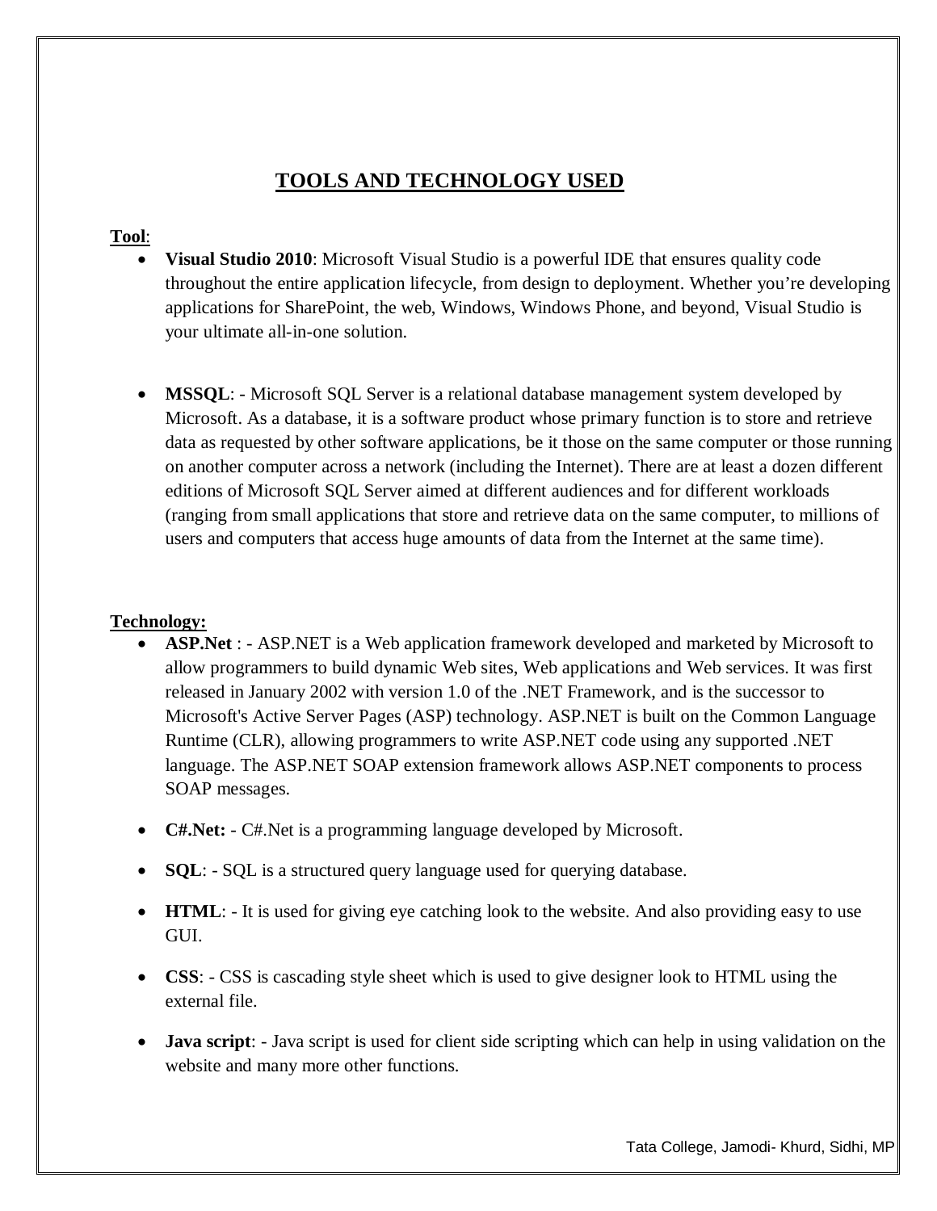# TOOLS AND TECHNOLOGY USED

**Tool**:

- **Visual Studio 2010**: Microsoft Visual Studio is a powerful IDE that ensures quality code throughout the entire application lifecycle, from design to deployment. Whether you're developing applications for SharePoint, the web, Windows, Windows Phone, and beyond, Visual Studio is your ultimate all-in-one solution.

- **MSSQL**: - Microsoft SQL Server is a relational database management system developed by Microsoft. As a database, it is a software product whose primary function is to store and retrieve data as requested by other software applications, be it those on the same computer or those running on another computer across a network (including the Internet). There are at least a dozen different editions of Microsoft SQL Server aimed at different audiences and for different workloads (ranging from small applications that store and retrieve data on the same computer, to millions of users and computers that access huge amounts of data from the Internet at the same time).

**Technology:**

- **ASP.Net** : - ASP.NET is a Web application framework developed and marketed by Microsoft to allow programmers to build dynamic Web sites, Web applications and Web services. It was first released in January 2002 with version 1.0 of the .NET Framework, and is the successor to Microsoft's Active Server Pages (ASP) technology. ASP.NET is built on the Common Language Runtime (CLR), allowing programmers to write ASP.NET code using any supported .NET language. The ASP.NET SOAP extension framework allows ASP.NET components to process SOAP messages.

- **C#.Net:** - C#.Net is a programming language developed by Microsoft.

- **SQL**: - SQL is a structured query language used for querying database.

- **HTML**: - It is used for giving eye catching look to the website. And also providing easy to use GUI.

- **CSS**: - CSS is cascading style sheet which is used to give designer look to HTML using the external file.

- **Java script**: - Java script is used for client side scripting which can help in using validation on the website and many more other functions.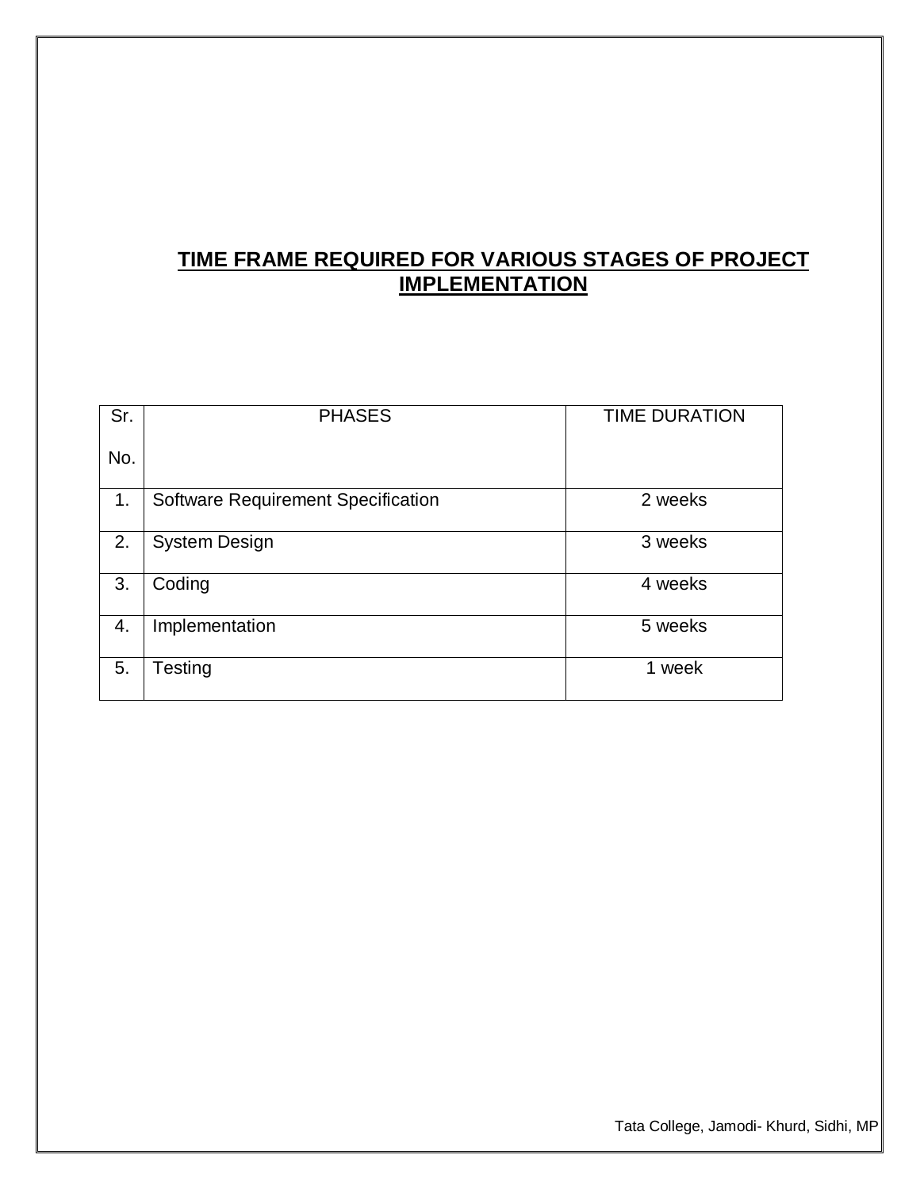## TIME FRAME REQUIRED FOR VARIOUS STAGES OF PROJECT IMPLEMENTATION

| Sr. No. | PHASES | TIME DURATION |
|---|---|---|
| 1. | Software Requirement Specification | 2 weeks |
| 2. | System Design | 3 weeks |
| 3. | Coding | 4 weeks |
| 4. | Implementation | 5 weeks |
| 5. | Testing | 1 week |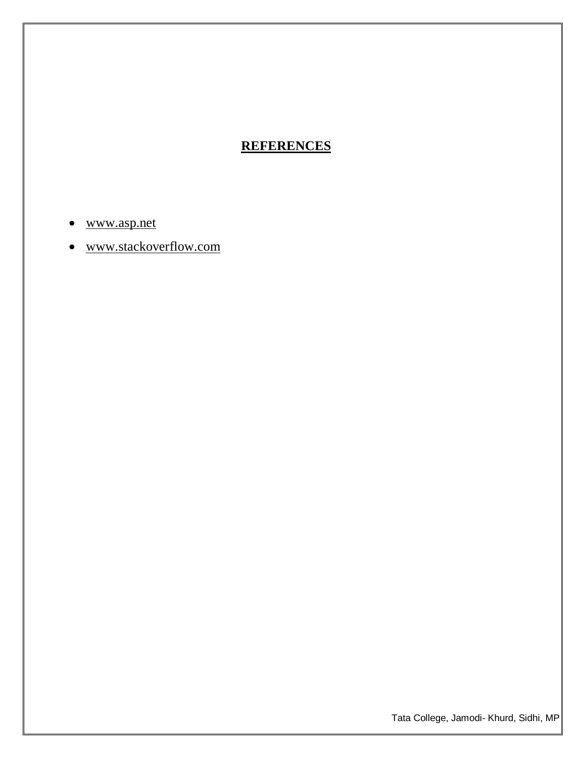## REFERENCES

- www.asp.net
- www.stackoverflow.com